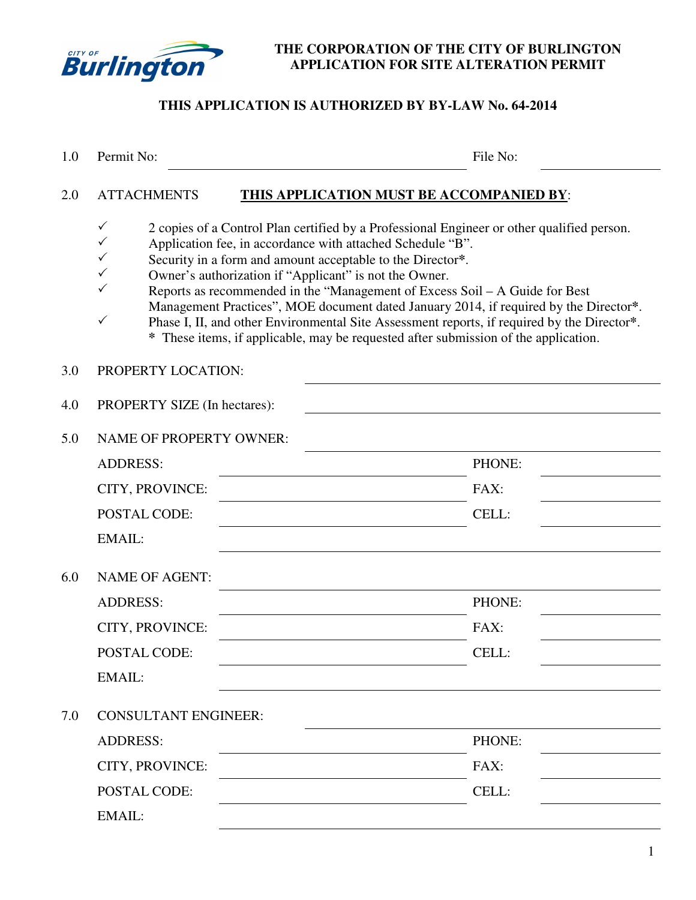**THE CORPORATION OF THE CITY OF BURLINGTON**
**APPLICATION FOR SITE ALTERATION PERMIT**

**THIS APPLICATION IS AUTHORIZED BY BY-LAW No. 64-2014**

1.0 Permit No: ______________________ File No: ____________

2.0 ATTACHMENTS **<u>THIS APPLICATION MUST BE ACCOMPANIED BY</u>**:

- ✓ 2 copies of a Control Plan certified by a Professional Engineer or other qualified person.
- ✓ Application fee, in accordance with attached Schedule "B".
- ✓ Security in a form and amount acceptable to the Director*.
- ✓ Owner's authorization if "Applicant" is not the Owner.
- ✓ Reports as recommended in the "Management of Excess Soil – A Guide for Best Management Practices", MOE document dated January 2014, if required by the Director*.
- ✓ Phase I, II, and other Environmental Site Assessment reports, if required by the Director*.

\* These items, if applicable, may be requested after submission of the application.

3.0 PROPERTY LOCATION: ______________________

4.0 PROPERTY SIZE (In hectares): ______________________

5.0 NAME OF PROPERTY OWNER: ______________________

ADDRESS: ______________________ PHONE: ____________

CITY, PROVINCE: ______________________ FAX: ____________

POSTAL CODE: ______________________ CELL: ____________

EMAIL: ______________________

6.0 NAME OF AGENT: ______________________

ADDRESS: ______________________ PHONE: ____________

CITY, PROVINCE: ______________________ FAX: ____________

POSTAL CODE: ______________________ CELL: ____________

EMAIL: ______________________

7.0 CONSULTANT ENGINEER: ______________________

ADDRESS: ______________________ PHONE: ____________

CITY, PROVINCE: ______________________ FAX: ____________

POSTAL CODE: ______________________ CELL: ____________

EMAIL: ______________________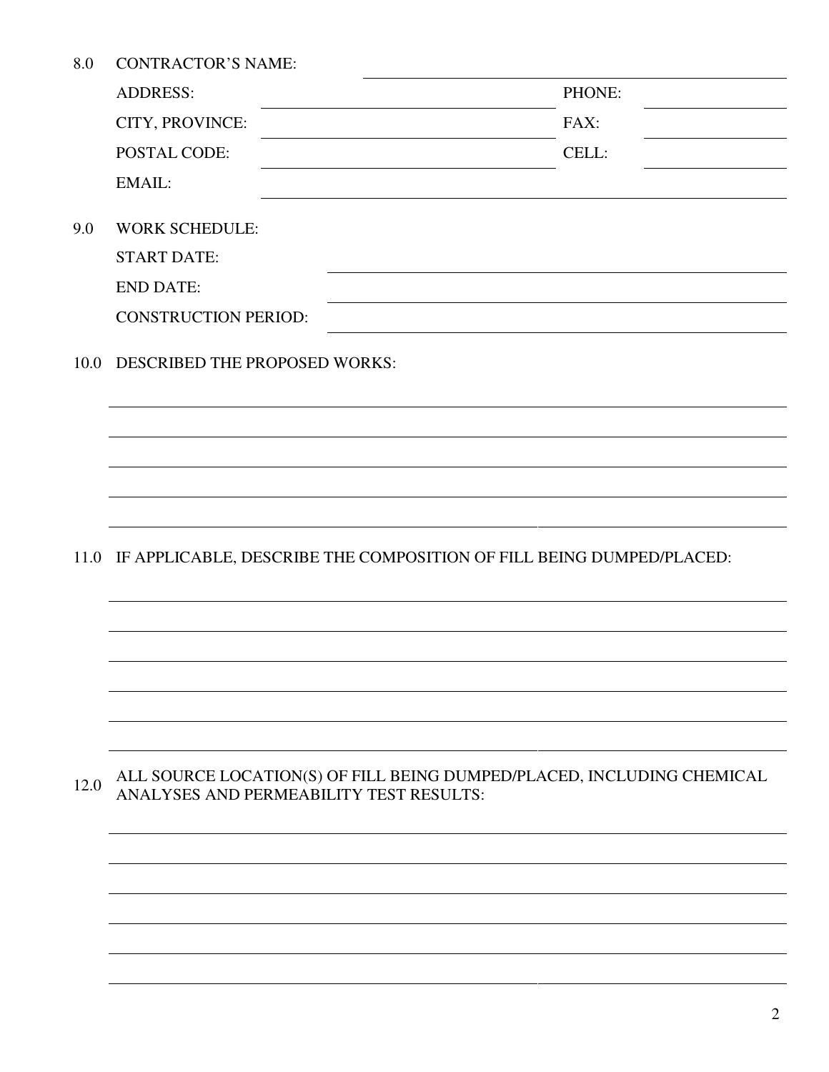8.0 CONTRACTOR'S NAME: \_\_\_\_\_\_\_\_\_\_\_\_\_\_\_\_\_\_\_\_

ADDRESS: \_\_\_\_\_\_\_\_\_\_\_\_\_\_\_\_\_\_\_\_ PHONE: \_\_\_\_\_\_\_\_\_\_

CITY, PROVINCE: \_\_\_\_\_\_\_\_\_\_\_\_\_\_\_\_\_\_\_\_ FAX: \_\_\_\_\_\_\_\_\_\_

POSTAL CODE: \_\_\_\_\_\_\_\_\_\_\_\_\_\_\_\_\_\_\_\_ CELL: \_\_\_\_\_\_\_\_\_\_

EMAIL: \_\_\_\_\_\_\_\_\_\_\_\_\_\_\_\_\_\_\_\_

9.0 WORK SCHEDULE:

START DATE: \_\_\_\_\_\_\_\_\_\_\_\_\_\_\_\_\_\_\_\_

END DATE: \_\_\_\_\_\_\_\_\_\_\_\_\_\_\_\_\_\_\_\_

CONSTRUCTION PERIOD: \_\_\_\_\_\_\_\_\_\_\_\_\_\_\_\_\_\_\_\_

10.0 DESCRIBED THE PROPOSED WORKS:

\_\_\_\_\_\_\_\_\_\_\_\_\_\_\_\_\_\_\_\_\_\_\_\_\_\_\_\_\_\_\_\_\_\_\_\_\_\_\_\_

\_\_\_\_\_\_\_\_\_\_\_\_\_\_\_\_\_\_\_\_\_\_\_\_\_\_\_\_\_\_\_\_\_\_\_\_\_\_\_\_

\_\_\_\_\_\_\_\_\_\_\_\_\_\_\_\_\_\_\_\_\_\_\_\_\_\_\_\_\_\_\_\_\_\_\_\_\_\_\_\_

\_\_\_\_\_\_\_\_\_\_\_\_\_\_\_\_\_\_\_\_\_\_\_\_\_\_\_\_\_\_\_\_\_\_\_\_\_\_\_\_

\_\_\_\_\_\_\_\_\_\_\_\_\_\_\_\_\_\_\_\_\_\_\_\_\_\_\_\_\_\_\_\_\_\_\_\_\_\_\_\_

11.0 IF APPLICABLE, DESCRIBE THE COMPOSITION OF FILL BEING DUMPED/PLACED:

\_\_\_\_\_\_\_\_\_\_\_\_\_\_\_\_\_\_\_\_\_\_\_\_\_\_\_\_\_\_\_\_\_\_\_\_\_\_\_\_

\_\_\_\_\_\_\_\_\_\_\_\_\_\_\_\_\_\_\_\_\_\_\_\_\_\_\_\_\_\_\_\_\_\_\_\_\_\_\_\_

\_\_\_\_\_\_\_\_\_\_\_\_\_\_\_\_\_\_\_\_\_\_\_\_\_\_\_\_\_\_\_\_\_\_\_\_\_\_\_\_

\_\_\_\_\_\_\_\_\_\_\_\_\_\_\_\_\_\_\_\_\_\_\_\_\_\_\_\_\_\_\_\_\_\_\_\_\_\_\_\_

\_\_\_\_\_\_\_\_\_\_\_\_\_\_\_\_\_\_\_\_\_\_\_\_\_\_\_\_\_\_\_\_\_\_\_\_\_\_\_\_

\_\_\_\_\_\_\_\_\_\_\_\_\_\_\_\_\_\_\_\_\_\_\_\_\_\_\_\_\_\_\_\_\_\_\_\_\_\_\_\_

12.0 ALL SOURCE LOCATION(S) OF FILL BEING DUMPED/PLACED, INCLUDING CHEMICAL ANALYSES AND PERMEABILITY TEST RESULTS:

\_\_\_\_\_\_\_\_\_\_\_\_\_\_\_\_\_\_\_\_\_\_\_\_\_\_\_\_\_\_\_\_\_\_\_\_\_\_\_\_

\_\_\_\_\_\_\_\_\_\_\_\_\_\_\_\_\_\_\_\_\_\_\_\_\_\_\_\_\_\_\_\_\_\_\_\_\_\_\_\_

\_\_\_\_\_\_\_\_\_\_\_\_\_\_\_\_\_\_\_\_\_\_\_\_\_\_\_\_\_\_\_\_\_\_\_\_\_\_\_\_

\_\_\_\_\_\_\_\_\_\_\_\_\_\_\_\_\_\_\_\_\_\_\_\_\_\_\_\_\_\_\_\_\_\_\_\_\_\_\_\_

\_\_\_\_\_\_\_\_\_\_\_\_\_\_\_\_\_\_\_\_\_\_\_\_\_\_\_\_\_\_\_\_\_\_\_\_\_\_\_\_

\_\_\_\_\_\_\_\_\_\_\_\_\_\_\_\_\_\_\_\_\_\_\_\_\_\_\_\_\_\_\_\_\_\_\_\_\_\_\_\_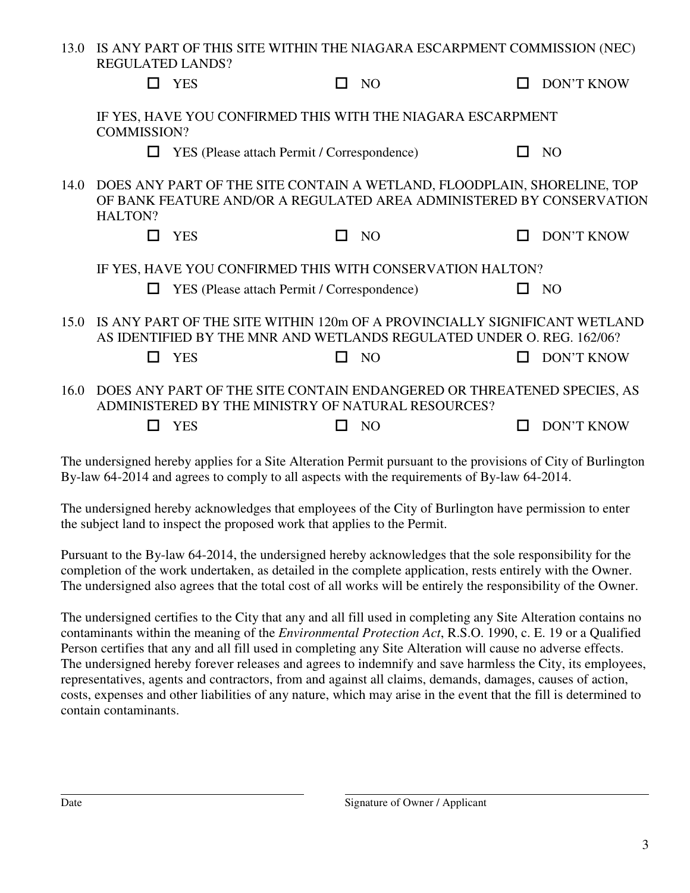13.0 IS ANY PART OF THIS SITE WITHIN THE NIAGARA ESCARPMENT COMMISSION (NEC) REGULATED LANDS?

☐ YES ☐ NO ☐ DON'T KNOW

IF YES, HAVE YOU CONFIRMED THIS WITH THE NIAGARA ESCARPMENT COMMISSION?

☐ YES (Please attach Permit / Correspondence) ☐ NO

14.0 DOES ANY PART OF THE SITE CONTAIN A WETLAND, FLOODPLAIN, SHORELINE, TOP OF BANK FEATURE AND/OR A REGULATED AREA ADMINISTERED BY CONSERVATION HALTON?

☐ YES ☐ NO ☐ DON'T KNOW

IF YES, HAVE YOU CONFIRMED THIS WITH CONSERVATION HALTON?

☐ YES (Please attach Permit / Correspondence) ☐ NO

15.0 IS ANY PART OF THE SITE WITHIN 120m OF A PROVINCIALLY SIGNIFICANT WETLAND AS IDENTIFIED BY THE MNR AND WETLANDS REGULATED UNDER O. REG. 162/06?

☐ YES ☐ NO ☐ DON'T KNOW

16.0 DOES ANY PART OF THE SITE CONTAIN ENDANGERED OR THREATENED SPECIES, AS ADMINISTERED BY THE MINISTRY OF NATURAL RESOURCES?

☐ YES ☐ NO ☐ DON'T KNOW

The undersigned hereby applies for a Site Alteration Permit pursuant to the provisions of City of Burlington By-law 64-2014 and agrees to comply to all aspects with the requirements of By-law 64-2014.

The undersigned hereby acknowledges that employees of the City of Burlington have permission to enter the subject land to inspect the proposed work that applies to the Permit.

Pursuant to the By-law 64-2014, the undersigned hereby acknowledges that the sole responsibility for the completion of the work undertaken, as detailed in the complete application, rests entirely with the Owner. The undersigned also agrees that the total cost of all works will be entirely the responsibility of the Owner.

The undersigned certifies to the City that any and all fill used in completing any Site Alteration contains no contaminants within the meaning of the *Environmental Protection Act*, R.S.O. 1990, c. E. 19 or a Qualified Person certifies that any and all fill used in completing any Site Alteration will cause no adverse effects. The undersigned hereby forever releases and agrees to indemnify and save harmless the City, its employees, representatives, agents and contractors, from and against all claims, demands, damages, causes of action, costs, expenses and other liabilities of any nature, which may arise in the event that the fill is determined to contain contaminants.

\_\_\_\_\_\_\_\_\_\_\_\_\_\_\_\_\_\_\_\_\_\_\_\_\_\_\_\_ \_\_\_\_\_\_\_\_\_\_\_\_\_\_\_\_\_\_\_\_\_\_\_\_\_\_\_\_

Date Signature of Owner / Applicant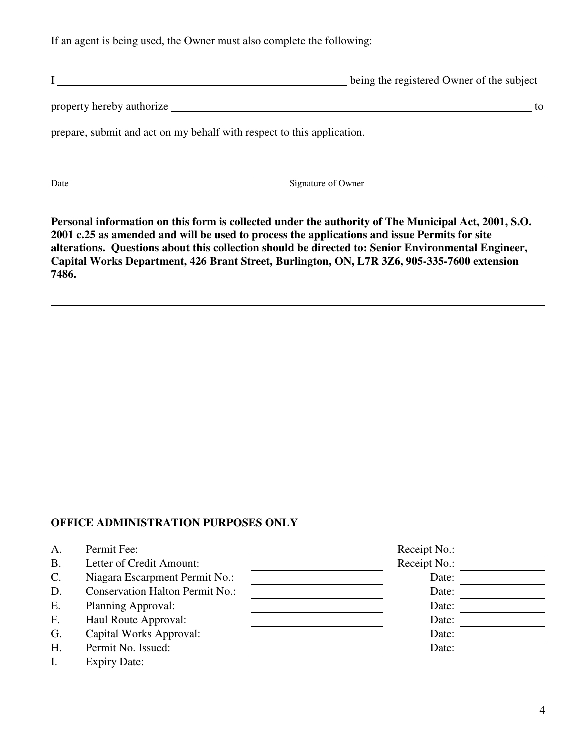If an agent is being used, the Owner must also complete the following:

I \_\_\_\_\_\_\_\_\_\_\_\_\_\_\_\_\_\_\_\_\_\_\_\_\_\_\_\_\_\_\_\_\_\_\_\_\_\_\_\_\_\_\_\_ being the registered Owner of the subject

property hereby authorize \_\_\_\_\_\_\_\_\_\_\_\_\_\_\_\_\_\_\_\_\_\_\_\_\_\_\_\_\_\_\_\_\_\_\_\_\_\_\_\_\_\_\_\_\_\_\_\_\_\_\_\_\_\_ to

prepare, submit and act on my behalf with respect to this application.

\_\_\_\_\_\_\_\_\_\_\_\_\_\_\_\_\_\_\_\_\_\_\_\_\_\_\_\_\_\_\_\_\_\_ \_\_\_\_\_\_\_\_\_\_\_\_\_\_\_\_\_\_\_\_\_\_\_\_\_\_\_\_\_\_\_\_\_\_\_\_\_\_\_\_\_\_

Date Signature of Owner

**Personal information on this form is collected under the authority of The Municipal Act, 2001, S.O. 2001 c.25 as amended and will be used to process the applications and issue Permits for site alterations. Questions about this collection should be directed to: Senior Environmental Engineer, Capital Works Department, 426 Brant Street, Burlington, ON, L7R 3Z6, 905-335-7600 extension 7486.**

---

**OFFICE ADMINISTRATION PURPOSES ONLY**

| | | | | |
|---|---|---|---|---|
| A. | Permit Fee: | | Receipt No.: | |
| B. | Letter of Credit Amount: | | Receipt No.: | |
| C. | Niagara Escarpment Permit No.: | | Date: | |
| D. | Conservation Halton Permit No.: | | Date: | |
| E. | Planning Approval: | | Date: | |
| F. | Haul Route Approval: | | Date: | |
| G. | Capital Works Approval: | | Date: | |
| H. | Permit No. Issued: | | Date: | |
| I. | Expiry Date: | | | |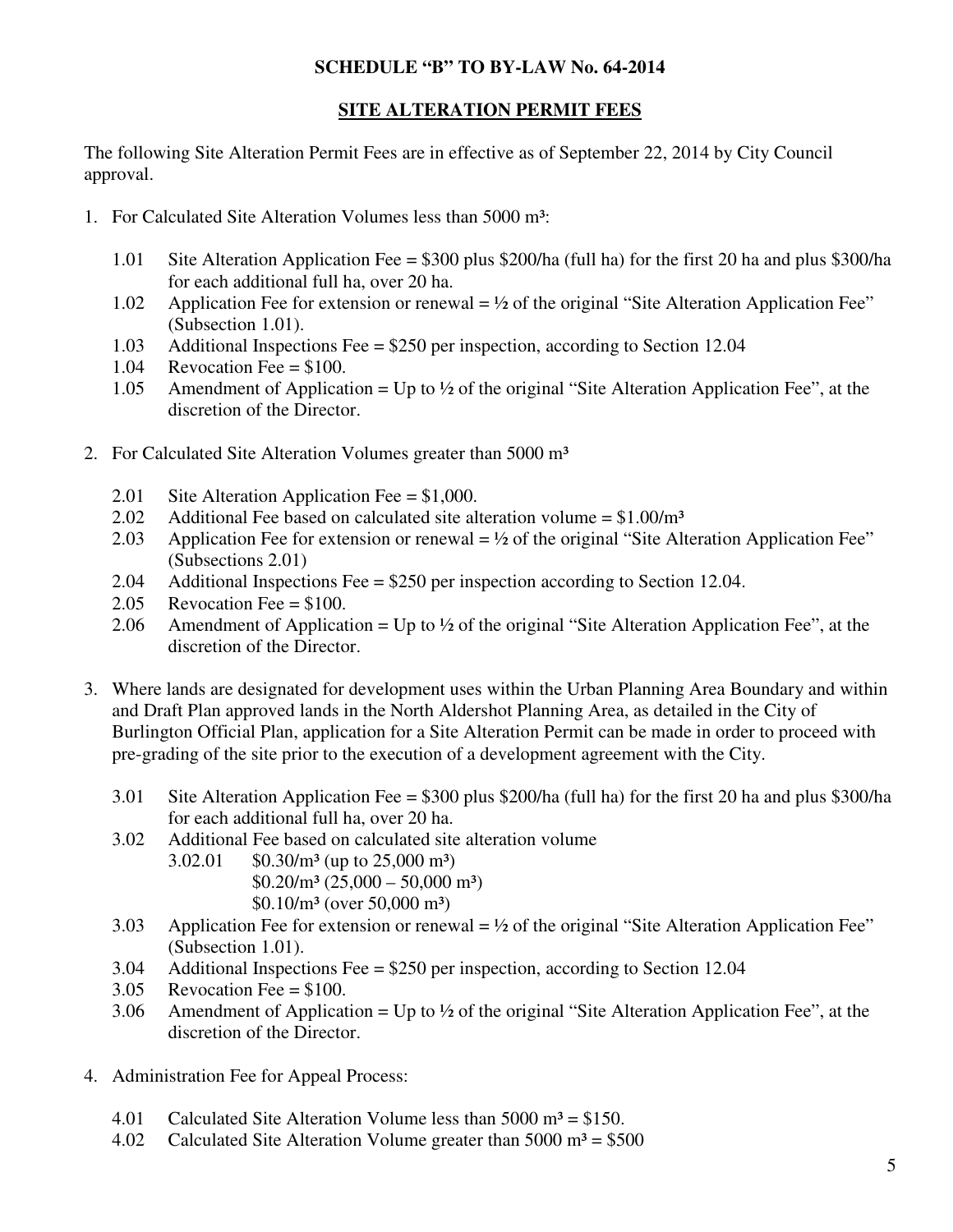**SCHEDULE "B" TO BY-LAW No. 64-2014**

**SITE ALTERATION PERMIT FEES**

The following Site Alteration Permit Fees are in effective as of September 22, 2014 by City Council approval.

1. For Calculated Site Alteration Volumes less than 5000 $m^3$:

   1.01 Site Alteration Application Fee = $300 plus $200/ha (full ha) for the first 20 ha and plus $300/ha for each additional full ha, over 20 ha.
   1.02 Application Fee for extension or renewal = ½ of the original "Site Alteration Application Fee" (Subsection 1.01).
   1.03 Additional Inspections Fee = $250 per inspection, according to Section 12.04
   1.04 Revocation Fee = $100.
   1.05 Amendment of Application = Up to ½ of the original "Site Alteration Application Fee", at the discretion of the Director.

2. For Calculated Site Alteration Volumes greater than 5000 $m^3$

   2.01 Site Alteration Application Fee = $1,000.
   2.02 Additional Fee based on calculated site alteration volume = $1.00/$m^3$
   2.03 Application Fee for extension or renewal = ½ of the original "Site Alteration Application Fee" (Subsections 2.01)
   2.04 Additional Inspections Fee = $250 per inspection according to Section 12.04.
   2.05 Revocation Fee = $100.
   2.06 Amendment of Application = Up to ½ of the original "Site Alteration Application Fee", at the discretion of the Director.

3. Where lands are designated for development uses within the Urban Planning Area Boundary and within and Draft Plan approved lands in the North Aldershot Planning Area, as detailed in the City of Burlington Official Plan, application for a Site Alteration Permit can be made in order to proceed with pre-grading of the site prior to the execution of a development agreement with the City.

   3.01 Site Alteration Application Fee = $300 plus $200/ha (full ha) for the first 20 ha and plus $300/ha for each additional full ha, over 20 ha.
   3.02 Additional Fee based on calculated site alteration volume
      3.02.01 $0.30/$m^3$ (up to 25,000 $m^3$)
      $0.20/$m^3$ (25,000 – 50,000 $m^3$)
      $0.10/$m^3$ (over 50,000 $m^3$)
   3.03 Application Fee for extension or renewal = ½ of the original "Site Alteration Application Fee" (Subsection 1.01).
   3.04 Additional Inspections Fee = $250 per inspection, according to Section 12.04
   3.05 Revocation Fee = $100.
   3.06 Amendment of Application = Up to ½ of the original "Site Alteration Application Fee", at the discretion of the Director.

4. Administration Fee for Appeal Process:

   4.01 Calculated Site Alteration Volume less than 5000 $m^3$ = $150.
   4.02 Calculated Site Alteration Volume greater than 5000 $m^3$ = $500